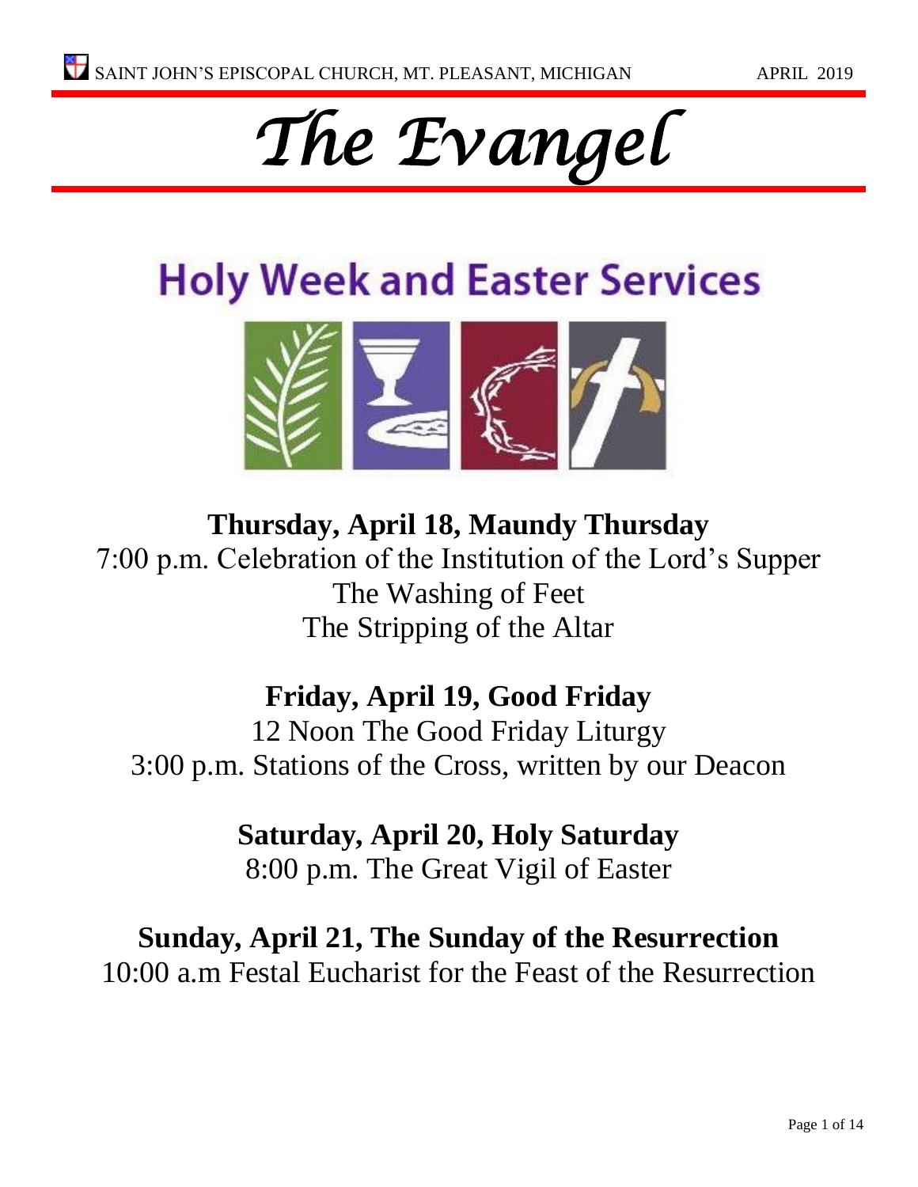SAINT JOHN'S EPISCOPAL CHURCH, MT. PLEASANT, MICHIGAN APRIL 2019

# *The Evangel*

## Holy Week and Easter Services

**Thursday, April 18, Maundy Thursday**

7:00 p.m. Celebration of the Institution of the Lord's Supper
The Washing of Feet
The Stripping of the Altar

**Friday, April 19, Good Friday**

12 Noon The Good Friday Liturgy
3:00 p.m. Stations of the Cross, written by our Deacon

**Saturday, April 20, Holy Saturday**

8:00 p.m. The Great Vigil of Easter

**Sunday, April 21, The Sunday of the Resurrection**

10:00 a.m Festal Eucharist for the Feast of the Resurrection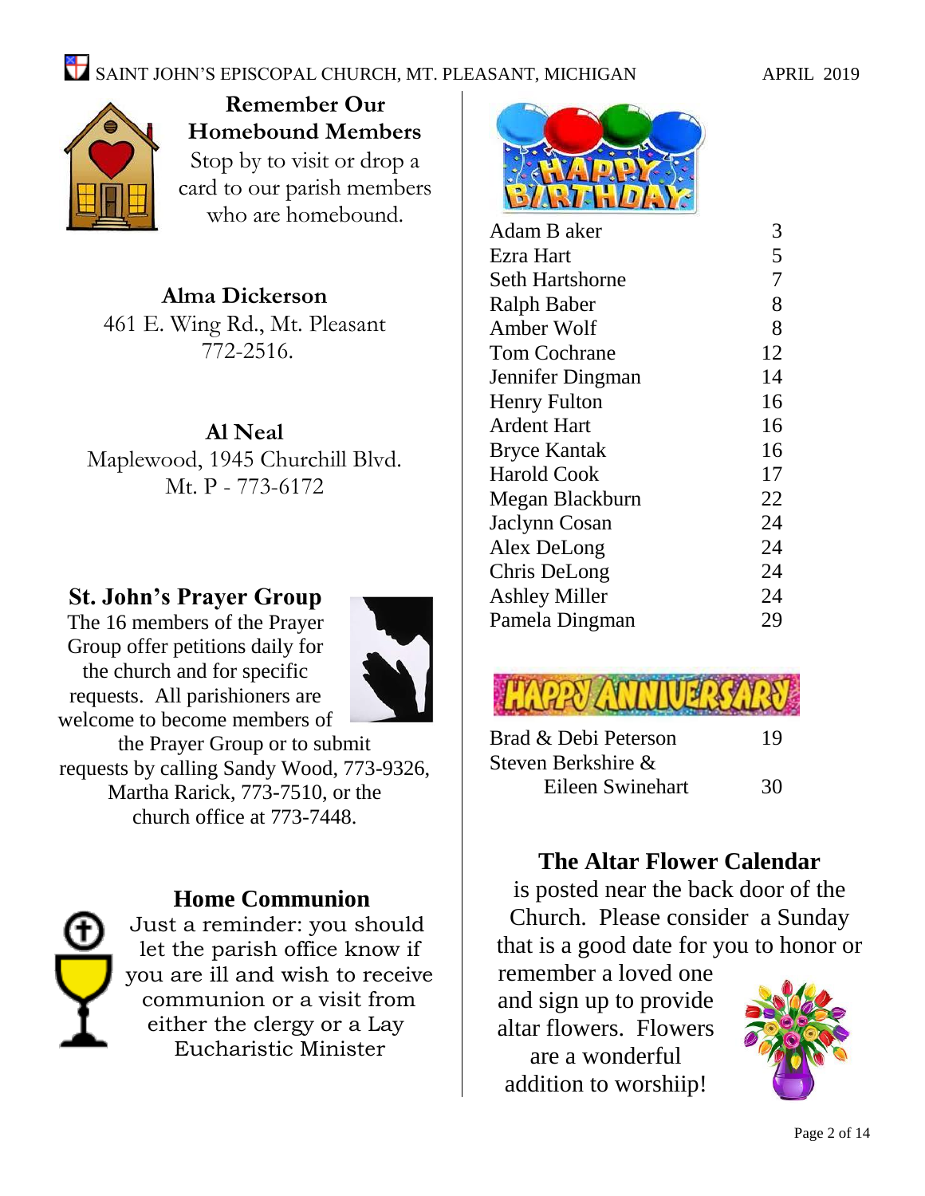## Remember Our Homebound Members

Stop by to visit or drop a card to our parish members who are homebound.

**Alma Dickerson**
461 E. Wing Rd., Mt. Pleasant
772-2516.

**Al Neal**
Maplewood, 1945 Churchill Blvd.
Mt. P - 773-6172

## St. John's Prayer Group

The 16 members of the Prayer Group offer petitions daily for the church and for specific requests. All parishioners are welcome to become members of the Prayer Group or to submit requests by calling Sandy Wood, 773-9326, Martha Rarick, 773-7510, or the church office at 773-7448.

## Home Communion

Just a reminder: you should let the parish office know if you are ill and wish to receive communion or a visit from either the clergy or a Lay Eucharistic Minister

## Happy Birthday

| | |
|---|---|
| Adam B aker | 3 |
| Ezra Hart | 5 |
| Seth Hartshorne | 7 |
| Ralph Baber | 8 |
| Amber Wolf | 8 |
| Tom Cochrane | 12 |
| Jennifer Dingman | 14 |
| Henry Fulton | 16 |
| Ardent Hart | 16 |
| Bryce Kantak | 16 |
| Harold Cook | 17 |
| Megan Blackburn | 22 |
| Jaclynn Cosan | 24 |
| Alex DeLong | 24 |
| Chris DeLong | 24 |
| Ashley Miller | 24 |
| Pamela Dingman | 29 |

## Happy Anniversary

| | |
|---|---|
| Brad & Debi Peterson | 19 |
| Steven Berkshire & Eileen Swinehart | 30 |

## The Altar Flower Calendar

is posted near the back door of the Church. Please consider a Sunday that is a good date for you to honor or remember a loved one and sign up to provide altar flowers. Flowers are a wonderful addition to worshiip!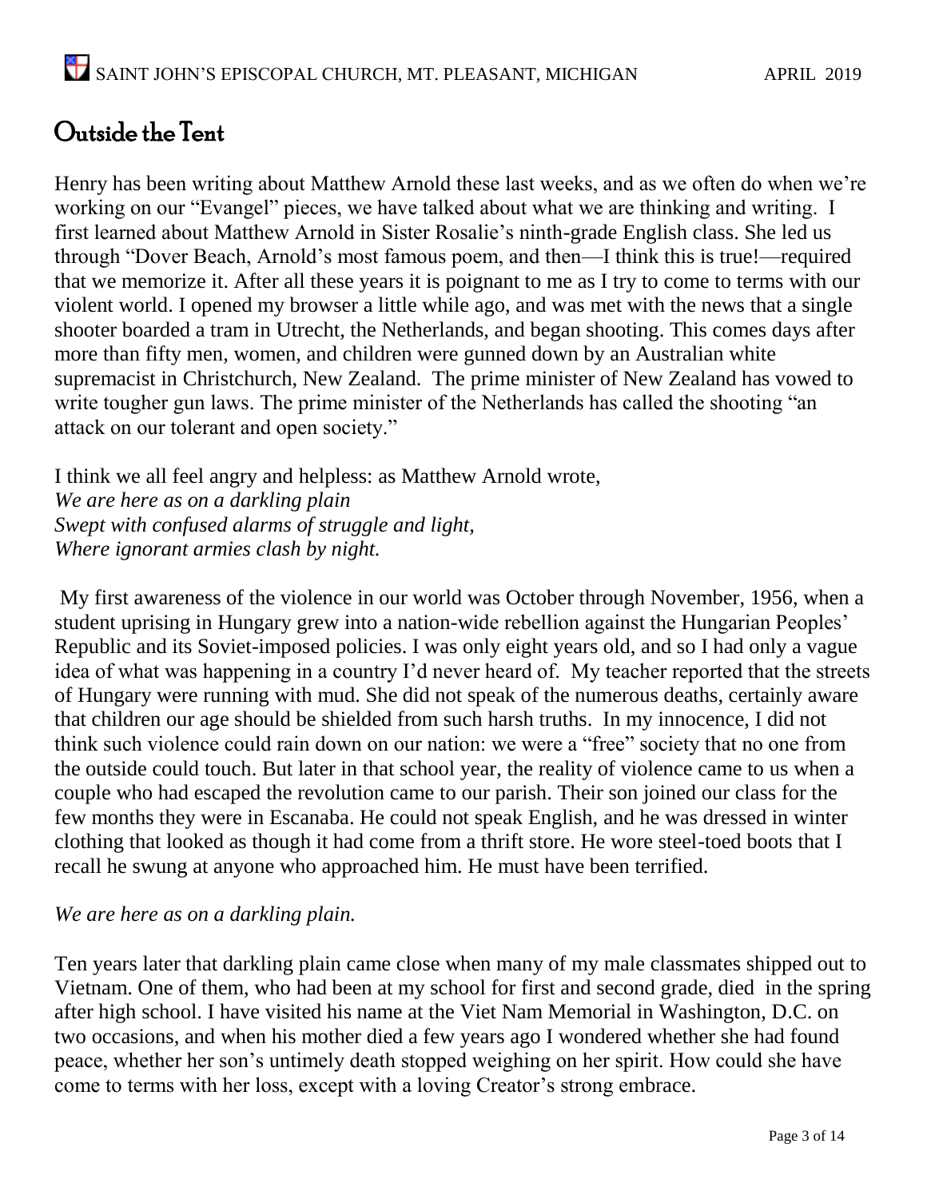# Outside the Tent

Henry has been writing about Matthew Arnold these last weeks, and as we often do when we're working on our "Evangel" pieces, we have talked about what we are thinking and writing. I first learned about Matthew Arnold in Sister Rosalie's ninth-grade English class. She led us through "Dover Beach, Arnold's most famous poem, and then—I think this is true!—required that we memorize it. After all these years it is poignant to me as I try to come to terms with our violent world. I opened my browser a little while ago, and was met with the news that a single shooter boarded a tram in Utrecht, the Netherlands, and began shooting. This comes days after more than fifty men, women, and children were gunned down by an Australian white supremacist in Christchurch, New Zealand. The prime minister of New Zealand has vowed to write tougher gun laws. The prime minister of the Netherlands has called the shooting "an attack on our tolerant and open society."

I think we all feel angry and helpless: as Matthew Arnold wrote,
*We are here as on a darkling plain*
*Swept with confused alarms of struggle and light,*
*Where ignorant armies clash by night.*

My first awareness of the violence in our world was October through November, 1956, when a student uprising in Hungary grew into a nation-wide rebellion against the Hungarian Peoples' Republic and its Soviet-imposed policies. I was only eight years old, and so I had only a vague idea of what was happening in a country I'd never heard of. My teacher reported that the streets of Hungary were running with mud. She did not speak of the numerous deaths, certainly aware that children our age should be shielded from such harsh truths. In my innocence, I did not think such violence could rain down on our nation: we were a "free" society that no one from the outside could touch. But later in that school year, the reality of violence came to us when a couple who had escaped the revolution came to our parish. Their son joined our class for the few months they were in Escanaba. He could not speak English, and he was dressed in winter clothing that looked as though it had come from a thrift store. He wore steel-toed boots that I recall he swung at anyone who approached him. He must have been terrified.

*We are here as on a darkling plain.*

Ten years later that darkling plain came close when many of my male classmates shipped out to Vietnam. One of them, who had been at my school for first and second grade, died in the spring after high school. I have visited his name at the Viet Nam Memorial in Washington, D.C. on two occasions, and when his mother died a few years ago I wondered whether she had found peace, whether her son's untimely death stopped weighing on her spirit. How could she have come to terms with her loss, except with a loving Creator's strong embrace.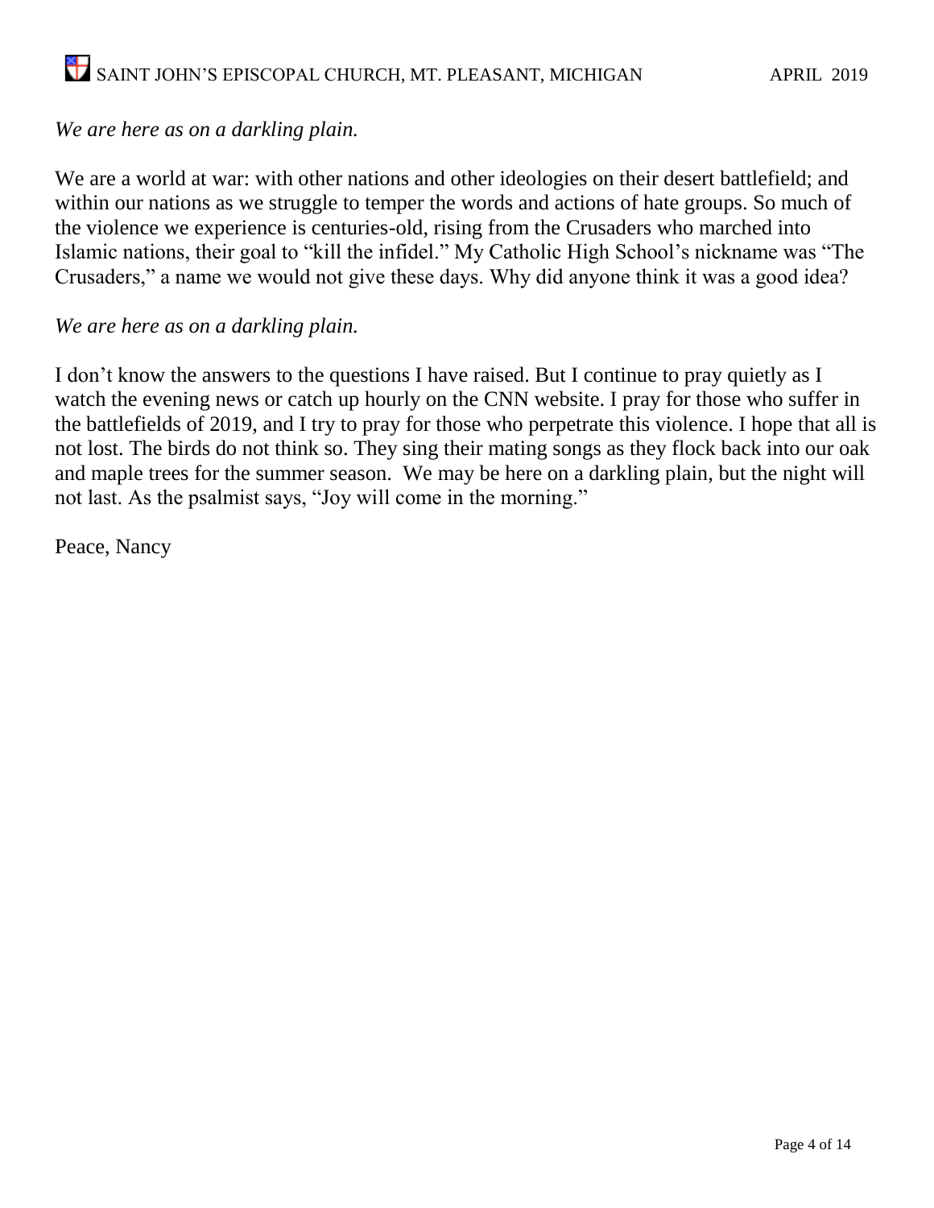*We are here as on a darkling plain.*

We are a world at war: with other nations and other ideologies on their desert battlefield; and within our nations as we struggle to temper the words and actions of hate groups. So much of the violence we experience is centuries-old, rising from the Crusaders who marched into Islamic nations, their goal to "kill the infidel." My Catholic High School's nickname was "The Crusaders," a name we would not give these days. Why did anyone think it was a good idea?

*We are here as on a darkling plain.*

I don't know the answers to the questions I have raised. But I continue to pray quietly as I watch the evening news or catch up hourly on the CNN website. I pray for those who suffer in the battlefields of 2019, and I try to pray for those who perpetrate this violence. I hope that all is not lost. The birds do not think so. They sing their mating songs as they flock back into our oak and maple trees for the summer season. We may be here on a darkling plain, but the night will not last. As the psalmist says, "Joy will come in the morning."

Peace, Nancy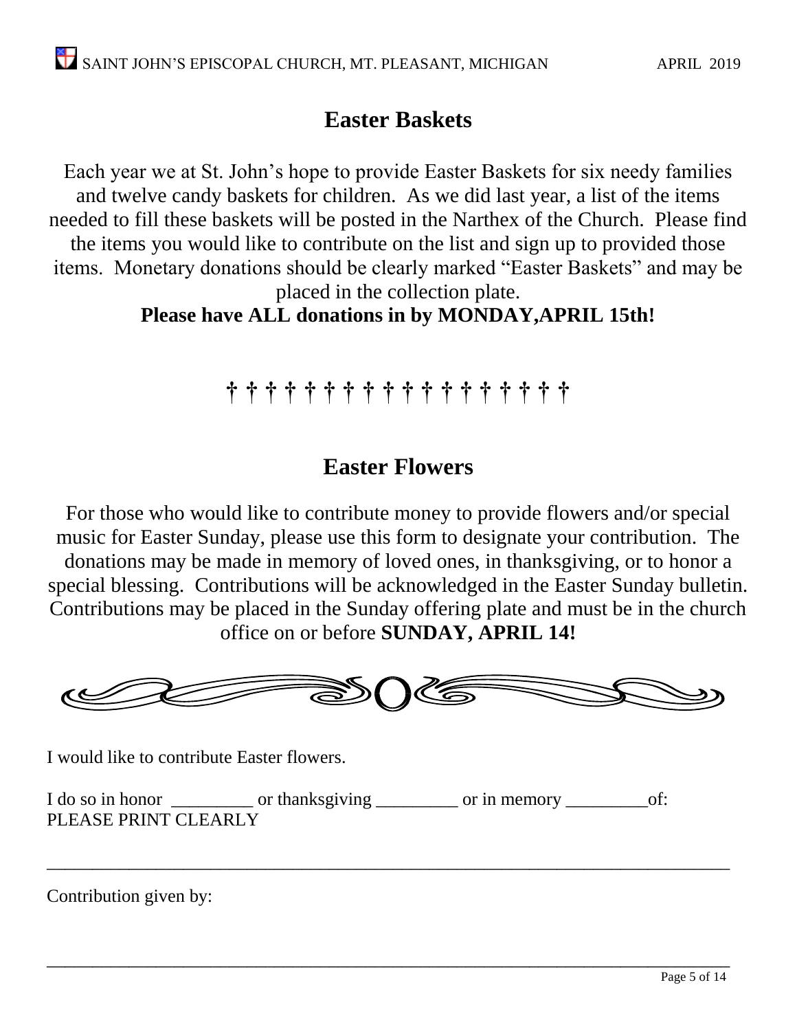## Easter Baskets

Each year we at St. John's hope to provide Easter Baskets for six needy families and twelve candy baskets for children. As we did last year, a list of the items needed to fill these baskets will be posted in the Narthex of the Church. Please find the items you would like to contribute on the list and sign up to provided those items. Monetary donations should be clearly marked "Easter Baskets" and may be placed in the collection plate.

**Please have ALL donations in by MONDAY,APRIL 15th!**

† † † † † † † † † † † † † † † † † † †

## Easter Flowers

For those who would like to contribute money to provide flowers and/or special music for Easter Sunday, please use this form to designate your contribution. The donations may be made in memory of loved ones, in thanksgiving, or to honor a special blessing. Contributions will be acknowledged in the Easter Sunday bulletin. Contributions may be placed in the Sunday offering plate and must be in the church office on or before **SUNDAY, APRIL 14!**

I would like to contribute Easter flowers.

I do so in honor _________ or thanksgiving _________ or in memory _________of:
PLEASE PRINT CLEARLY

_______________________________________________________________________________

Contribution given by:

_______________________________________________________________________________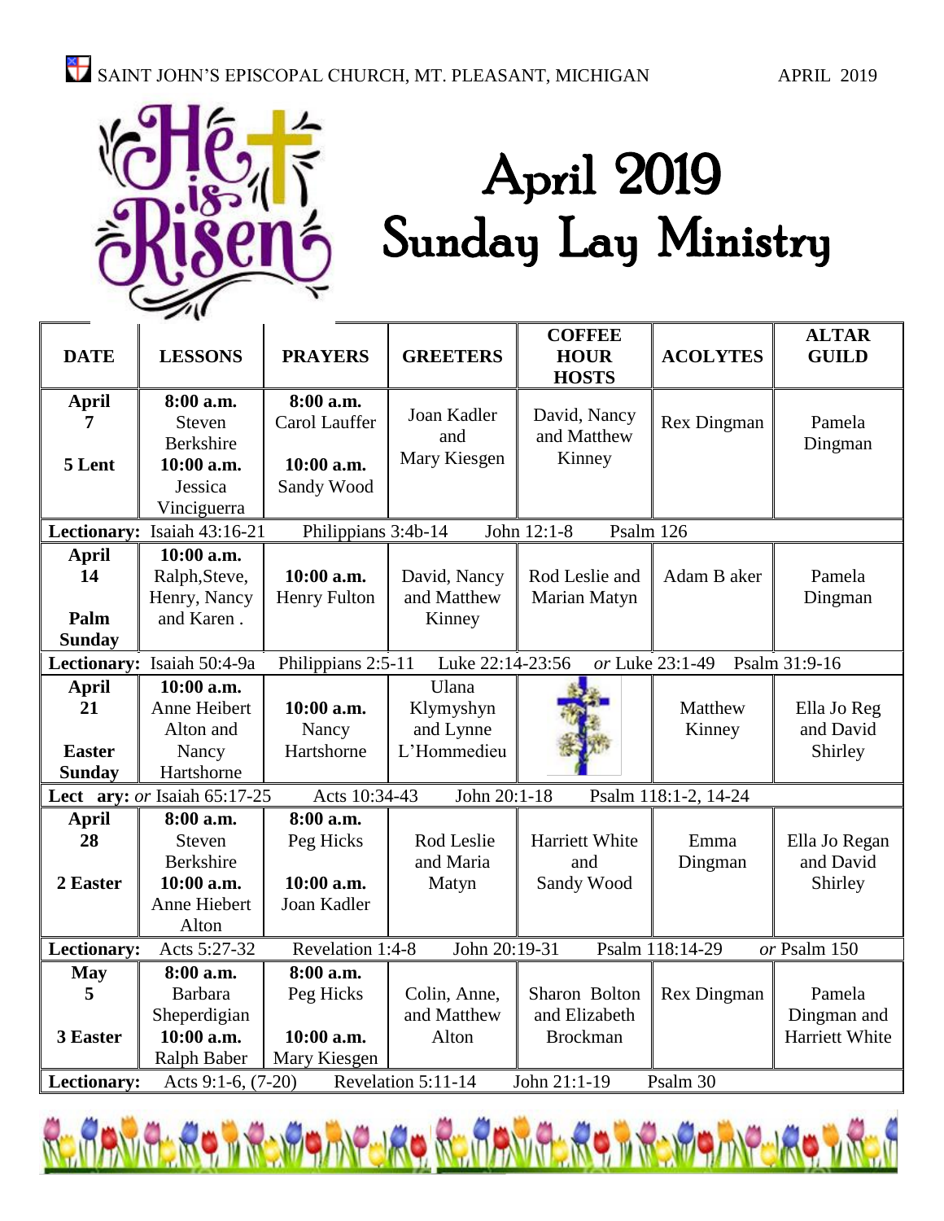# April 2019 Sunday Lay Ministry

| DATE | LESSONS | PRAYERS | GREETERS | COFFEE HOUR HOSTS | ACOLYTES | ALTAR GUILD |
|---|---|---|---|---|---|---|
| **April 7** **5 Lent** | **8:00 a.m.** Steven Berkshire **10:00 a.m.** Jessica Vinciguerra | **8:00 a.m.** Carol Lauffer **10:00 a.m.** Sandy Wood | Joan Kadler and Mary Kiesgen | David, Nancy and Matthew Kinney | Rex Dingman | Pamela Dingman |
| **Lectionary:** Isaiah 43:16-21 | Philippians 3:4b-14 | John 12:1-8 | Psalm 126 | | | |
| **April 14** **Palm Sunday** | **10:00 a.m.** Ralph,Steve, Henry, Nancy and Karen . | **10:00 a.m.** Henry Fulton | David, Nancy and Matthew Kinney | Rod Leslie and Marian Matyn | Adam B aker | Pamela Dingman |
| **Lectionary:** Isaiah 50:4-9a | Philippians 2:5-11 | Luke 22:14-23:56 | *or* Luke 23:1-49 | Psalm 31:9-16 | | |
| **April 21** **Easter Sunday** | **10:00 a.m.** Anne Heibert Alton and Nancy Hartshorne | **10:00 a.m.** Nancy Hartshorne | Ulana Klymyshyn and Lynne L'Hommedieu | | Matthew Kinney | Ella Jo Reg and David Shirley |
| **Lect ary:** *or* Isaiah 65:17-25 | Acts 10:34-43 | John 20:1-18 | Psalm 118:1-2, 14-24 | | | |
| **April 28** **2 Easter** | **8:00 a.m.** Steven Berkshire **10:00 a.m.** Anne Hiebert Alton | **8:00 a.m.** Peg Hicks **10:00 a.m.** Joan Kadler | Rod Leslie and Maria Matyn | Harriett White and Sandy Wood | Emma Dingman | Ella Jo Regan and David Shirley |
| **Lectionary:** | Acts 5:27-32 | Revelation 1:4-8 | John 20:19-31 | Psalm 118:14-29 | *or* Psalm 150 | |
| **May 5** **3 Easter** | **8:00 a.m.** Barbara Sheperdigian **10:00 a.m.** Ralph Baber | **8:00 a.m.** Peg Hicks **10:00 a.m.** Mary Kiesgen | Colin, Anne, and Matthew Alton | Sharon Bolton and Elizabeth Brockman | Rex Dingman | Pamela Dingman and Harriett White |
| **Lectionary:** | Acts 9:1-6, (7-20) | Revelation 5:11-14 | John 21:1-19 | Psalm 30 | | |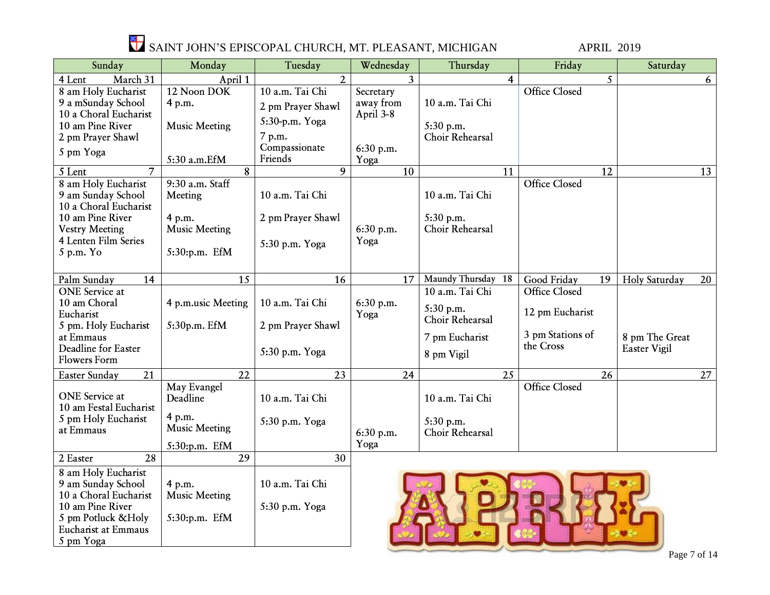# SAINT JOHN'S EPISCOPAL CHURCH, MT. PLEASANT, MICHIGAN — APRIL 2019

| Sunday | Monday | Tuesday | Wednesday | Thursday | Friday | Saturday |
|---|---|---|---|---|---|---|
| 4 Lent March 31 | April 1 | 2 | 3 | 4 | 5 | 6 |
| 8 am Holy Eucharist<br>9 a mSunday School<br>10 a Choral Eucharist<br>10 am Pine River<br>2 pm Prayer Shawl<br>5 pm Yoga | 12 Noon DOK<br>4 p.m.<br>Music Meeting<br>5:30 a.m.EfM | 10 a.m. Tai Chi<br>2 pm Prayer Shawl<br>5:30-p.m. Yoga<br>7 p.m. Compassionate Friends | Secretary away from April 3-8<br>6:30 p.m. Yoga | 10 a.m. Tai Chi<br>5:30 p.m. Choir Rehearsal | Office Closed | |
| 5 Lent 7 | 8 | 9 | 10 | 11 | 12 | 13 |
| 8 am Holy Eucharist<br>9 am Sunday School<br>10 a Choral Eucharist<br>10 am Pine River<br>Vestry Meeting<br>4 Lenten Film Series<br>5 p.m. Yo | 9:30 a.m. Staff Meeting<br>4 p.m. Music Meeting<br>5:30:p.m. EfM | 10 a.m. Tai Chi<br>2 pm Prayer Shawl<br>5:30 p.m. Yoga | 6:30 p.m. Yoga | 10 a.m. Tai Chi<br>5:30 p.m. Choir Rehearsal | Office Closed | |
| Palm Sunday 14 | 15 | 16 | 17 | Maundy Thursday 18 | Good Friday 19 | Holy Saturday 20 |
| ONE Service at 10 am Choral Eucharist<br>5 pm. Holy Eucharist at Emmaus<br>Deadline for Easter Flowers Form | 4 p.m.usic Meeting<br>5:30p.m. EfM | 10 a.m. Tai Chi<br>2 pm Prayer Shawl<br>5:30 p.m. Yoga | 6:30 p.m. Yoga | 10 a.m. Tai Chi<br>5:30 p.m. Choir Rehearsal<br>7 pm Eucharist<br>8 pm Vigil | Office Closed<br>12 pm Eucharist<br>3 pm Stations of the Cross | 8 pm The Great Easter Vigil |
| Easter Sunday 21 | 22 | 23 | 24 | 25 | 26 | 27 |
| ONE Service at 10 am Festal Eucharist<br>5 pm Holy Eucharist at Emmaus | May Evangel Deadline<br>4 p.m. Music Meeting<br>5:30:p.m. EfM | 10 a.m. Tai Chi<br>5:30 p.m. Yoga | 6:30 p.m. Yoga | 10 a.m. Tai Chi<br>5:30 p.m. Choir Rehearsal | Office Closed | |
| 2 Easter 28 | 29 | 30 | | | | |
| 8 am Holy Eucharist<br>9 am Sunday School<br>10 a Choral Eucharist<br>10 am Pine River<br>5 pm Potluck &Holy Eucharist at Emmaus<br>5 pm Yoga | 4 p.m. Music Meeting<br>5:30:p.m. EfM | 10 a.m. Tai Chi<br>5:30 p.m. Yoga | | | | |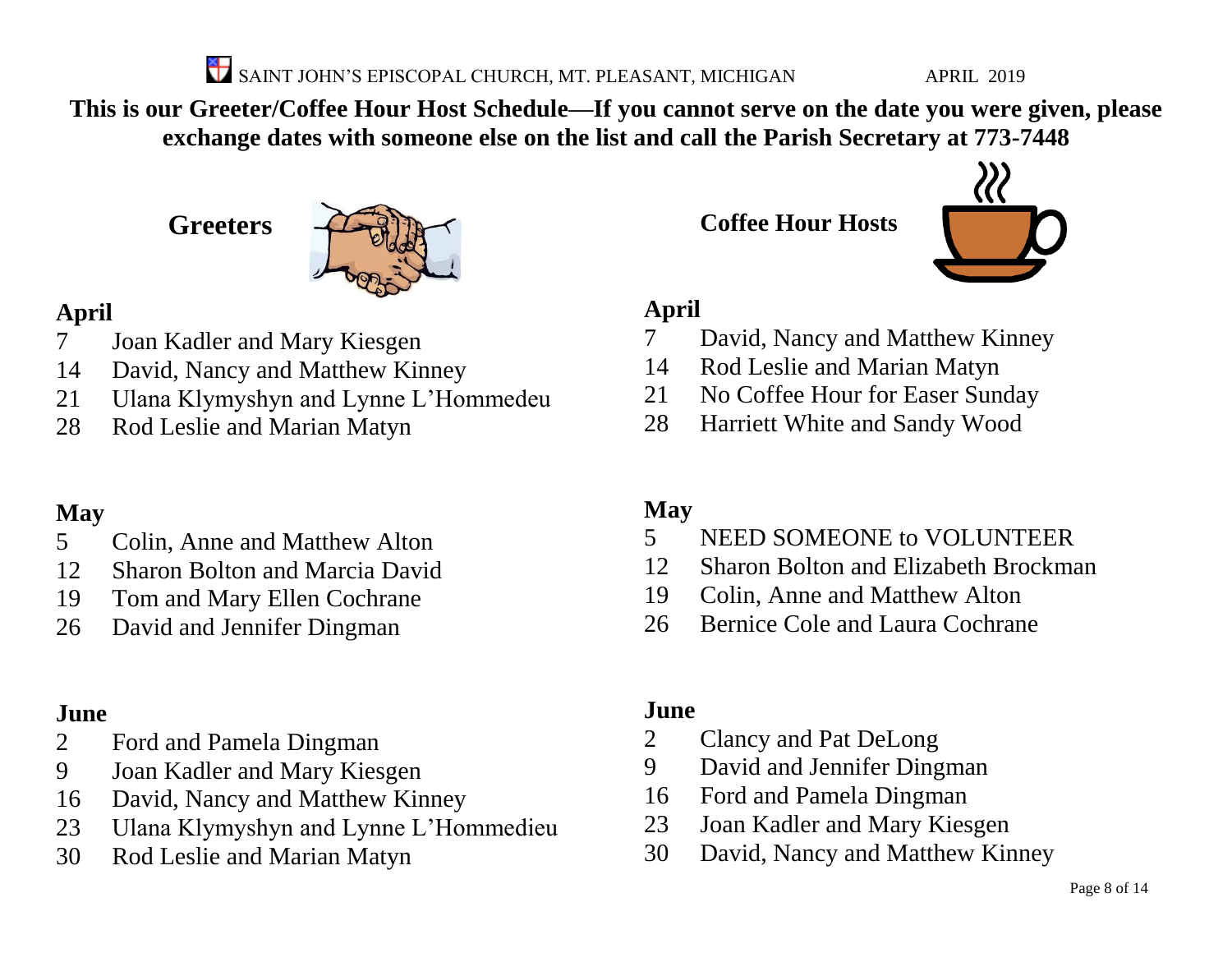**This is our Greeter/Coffee Hour Host Schedule—If you cannot serve on the date you were given, please exchange dates with someone else on the list and call the Parish Secretary at 773-7448**

## Greeters

### April

- 7 Joan Kadler and Mary Kiesgen
- 14 David, Nancy and Matthew Kinney
- 21 Ulana Klymyshyn and Lynne L'Hommedeu
- 28 Rod Leslie and Marian Matyn

### May

- 5 Colin, Anne and Matthew Alton
- 12 Sharon Bolton and Marcia David
- 19 Tom and Mary Ellen Cochrane
- 26 David and Jennifer Dingman

### June

- 2 Ford and Pamela Dingman
- 9 Joan Kadler and Mary Kiesgen
- 16 David, Nancy and Matthew Kinney
- 23 Ulana Klymyshyn and Lynne L'Hommedieu
- 30 Rod Leslie and Marian Matyn

## Coffee Hour Hosts

### April

- 7 David, Nancy and Matthew Kinney
- 14 Rod Leslie and Marian Matyn
- 21 No Coffee Hour for Easer Sunday
- 28 Harriett White and Sandy Wood

### May

- 5 NEED SOMEONE to VOLUNTEER
- 12 Sharon Bolton and Elizabeth Brockman
- 19 Colin, Anne and Matthew Alton
- 26 Bernice Cole and Laura Cochrane

### June

- 2 Clancy and Pat DeLong
- 9 David and Jennifer Dingman
- 16 Ford and Pamela Dingman
- 23 Joan Kadler and Mary Kiesgen
- 30 David, Nancy and Matthew Kinney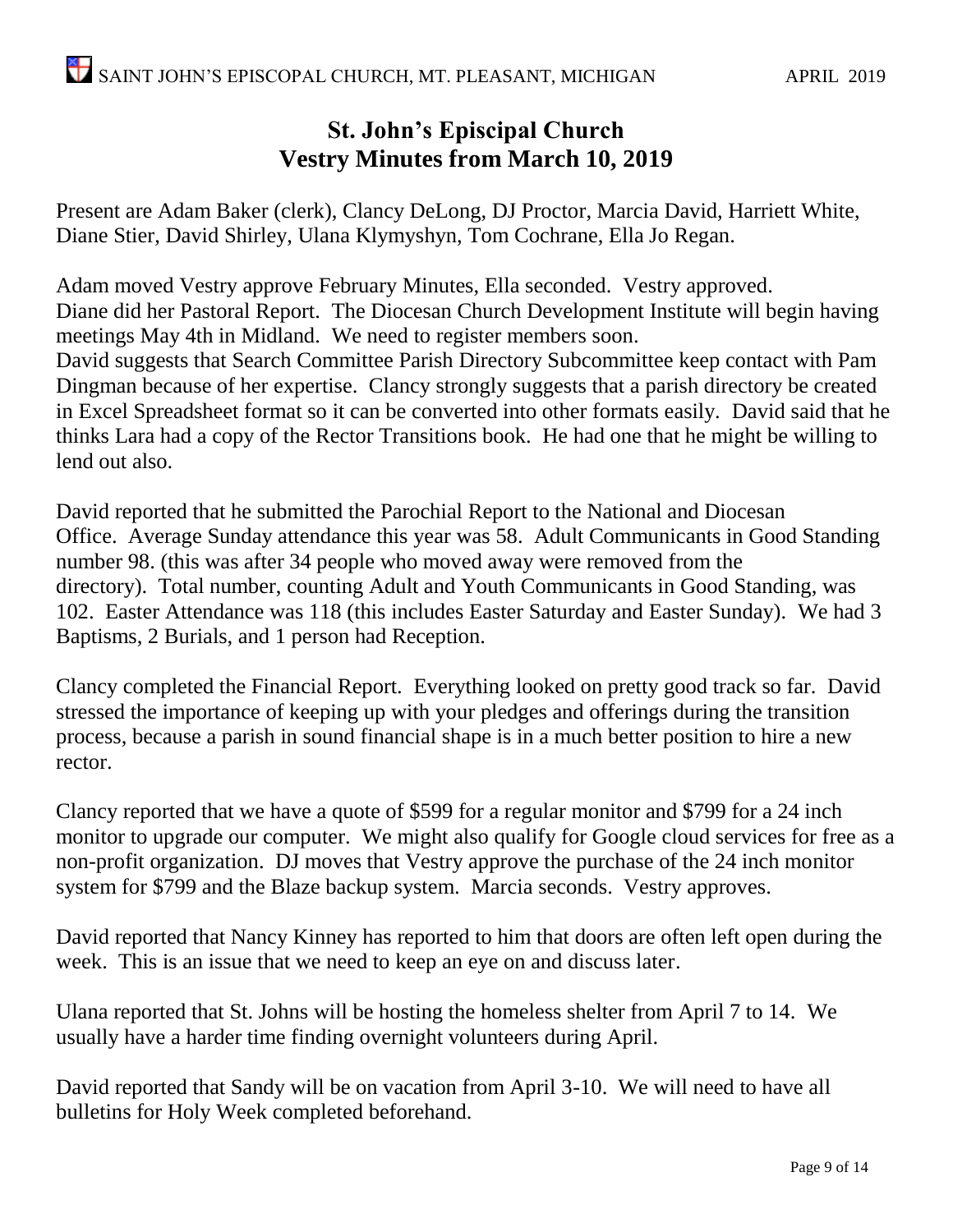# St. John's Episcipal Church
# Vestry Minutes from March 10, 2019

Present are Adam Baker (clerk), Clancy DeLong, DJ Proctor, Marcia David, Harriett White, Diane Stier, David Shirley, Ulana Klymyshyn, Tom Cochrane, Ella Jo Regan.

Adam moved Vestry approve February Minutes, Ella seconded. Vestry approved.
Diane did her Pastoral Report. The Diocesan Church Development Institute will begin having meetings May 4th in Midland. We need to register members soon.
David suggests that Search Committee Parish Directory Subcommittee keep contact with Pam Dingman because of her expertise. Clancy strongly suggests that a parish directory be created in Excel Spreadsheet format so it can be converted into other formats easily. David said that he thinks Lara had a copy of the Rector Transitions book. He had one that he might be willing to lend out also.

David reported that he submitted the Parochial Report to the National and Diocesan Office. Average Sunday attendance this year was 58. Adult Communicants in Good Standing number 98. (this was after 34 people who moved away were removed from the directory). Total number, counting Adult and Youth Communicants in Good Standing, was 102. Easter Attendance was 118 (this includes Easter Saturday and Easter Sunday). We had 3 Baptisms, 2 Burials, and 1 person had Reception.

Clancy completed the Financial Report. Everything looked on pretty good track so far. David stressed the importance of keeping up with your pledges and offerings during the transition process, because a parish in sound financial shape is in a much better position to hire a new rector.

Clancy reported that we have a quote of $599 for a regular monitor and $799 for a 24 inch monitor to upgrade our computer. We might also qualify for Google cloud services for free as a non-profit organization. DJ moves that Vestry approve the purchase of the 24 inch monitor system for $799 and the Blaze backup system. Marcia seconds. Vestry approves.

David reported that Nancy Kinney has reported to him that doors are often left open during the week. This is an issue that we need to keep an eye on and discuss later.

Ulana reported that St. Johns will be hosting the homeless shelter from April 7 to 14. We usually have a harder time finding overnight volunteers during April.

David reported that Sandy will be on vacation from April 3-10. We will need to have all bulletins for Holy Week completed beforehand.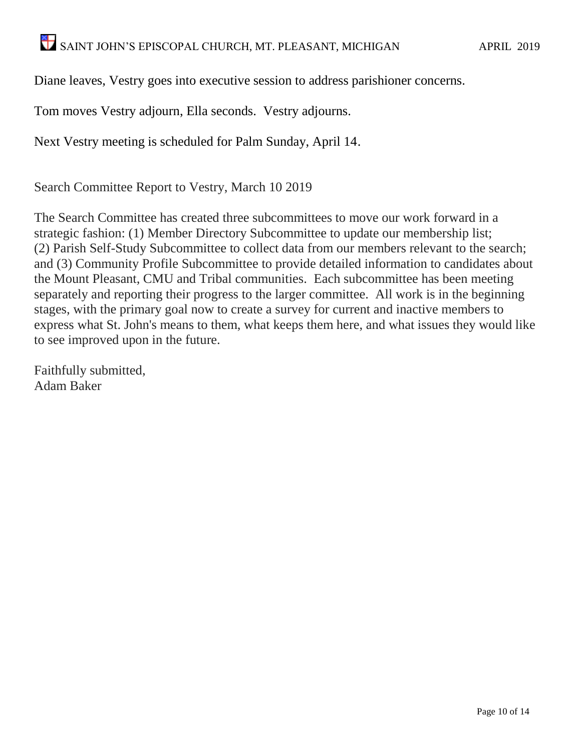Diane leaves, Vestry goes into executive session to address parishioner concerns.

Tom moves Vestry adjourn, Ella seconds. Vestry adjourns.

Next Vestry meeting is scheduled for Palm Sunday, April 14.

Search Committee Report to Vestry, March 10 2019

The Search Committee has created three subcommittees to move our work forward in a strategic fashion: (1) Member Directory Subcommittee to update our membership list; (2) Parish Self-Study Subcommittee to collect data from our members relevant to the search; and (3) Community Profile Subcommittee to provide detailed information to candidates about the Mount Pleasant, CMU and Tribal communities. Each subcommittee has been meeting separately and reporting their progress to the larger committee. All work is in the beginning stages, with the primary goal now to create a survey for current and inactive members to express what St. John's means to them, what keeps them here, and what issues they would like to see improved upon in the future.

Faithfully submitted,
Adam Baker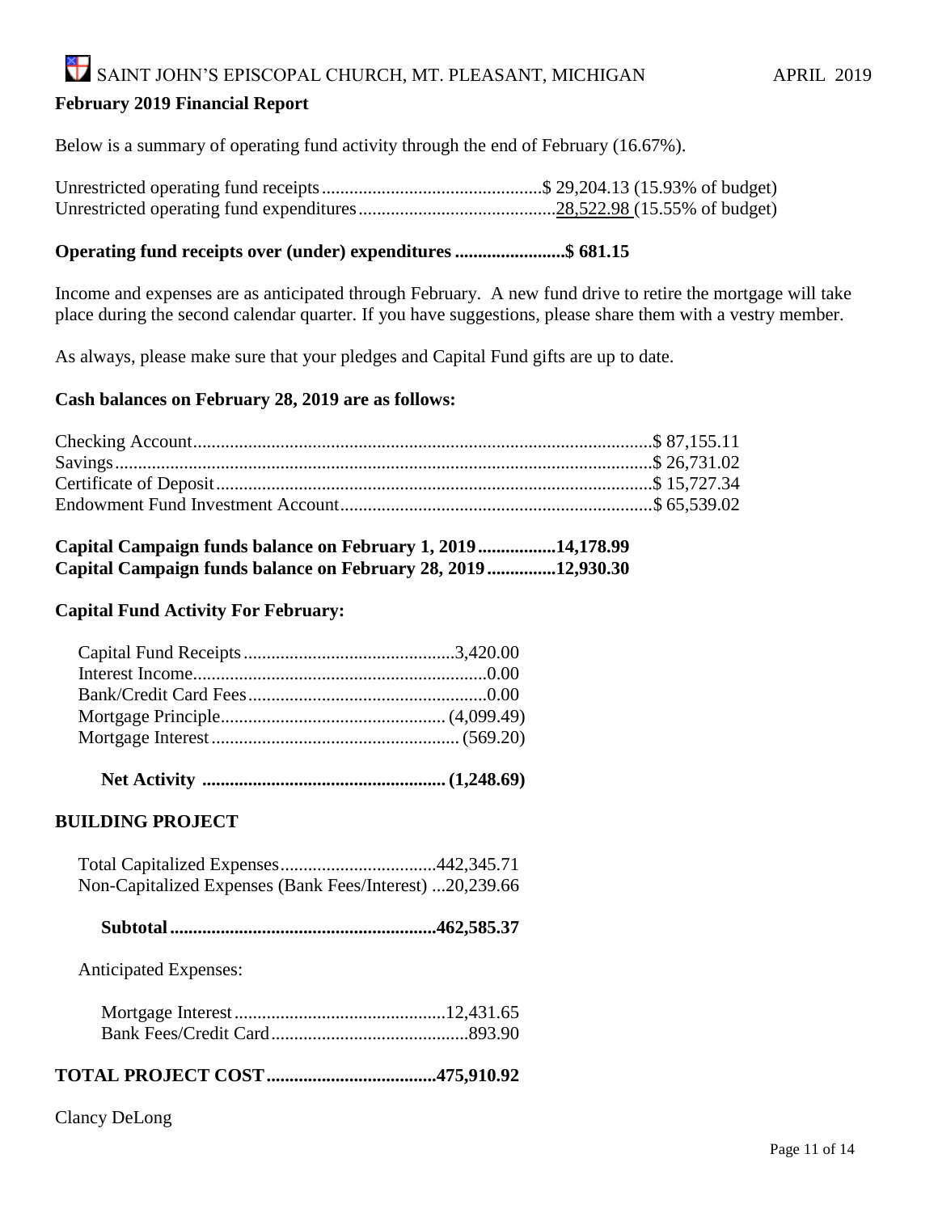## February 2019 Financial Report

Below is a summary of operating fund activity through the end of February (16.67%).

| | | |
|---|---|---|
| Unrestricted operating fund receipts | $ 29,204.13 | (15.93% of budget) |
| Unrestricted operating fund expenditures | 28,522.98 | (15.55% of budget) |

**Operating fund receipts over (under) expenditures ........................$ 681.15**

Income and expenses are as anticipated through February. A new fund drive to retire the mortgage will take place during the second calendar quarter. If you have suggestions, please share them with a vestry member.

As always, please make sure that your pledges and Capital Fund gifts are up to date.

**Cash balances on February 28, 2019 are as follows:**

| | |
|---|---|
| Checking Account | $ 87,155.11 |
| Savings | $ 26,731.02 |
| Certificate of Deposit | $ 15,727.34 |
| Endowment Fund Investment Account | $ 65,539.02 |

**Capital Campaign funds balance on February 1, 2019 .................14,178.99**
**Capital Campaign funds balance on February 28, 2019 ...............12,930.30**

**Capital Fund Activity For February:**

| | |
|---|---|
| Capital Fund Receipts | 3,420.00 |
| Interest Income | 0.00 |
| Bank/Credit Card Fees | 0.00 |
| Mortgage Principle | (4,099.49) |
| Mortgage Interest | (569.20) |
| **Net Activity** | **(1,248.69)** |

**BUILDING PROJECT**

| | |
|---|---|
| Total Capitalized Expenses | 442,345.71 |
| Non-Capitalized Expenses (Bank Fees/Interest) | 20,239.66 |
| **Subtotal** | **462,585.37** |

Anticipated Expenses:

| | |
|---|---|
| Mortgage Interest | 12,431.65 |
| Bank Fees/Credit Card | 893.90 |

**TOTAL PROJECT COST ....................................475,910.92**

Clancy DeLong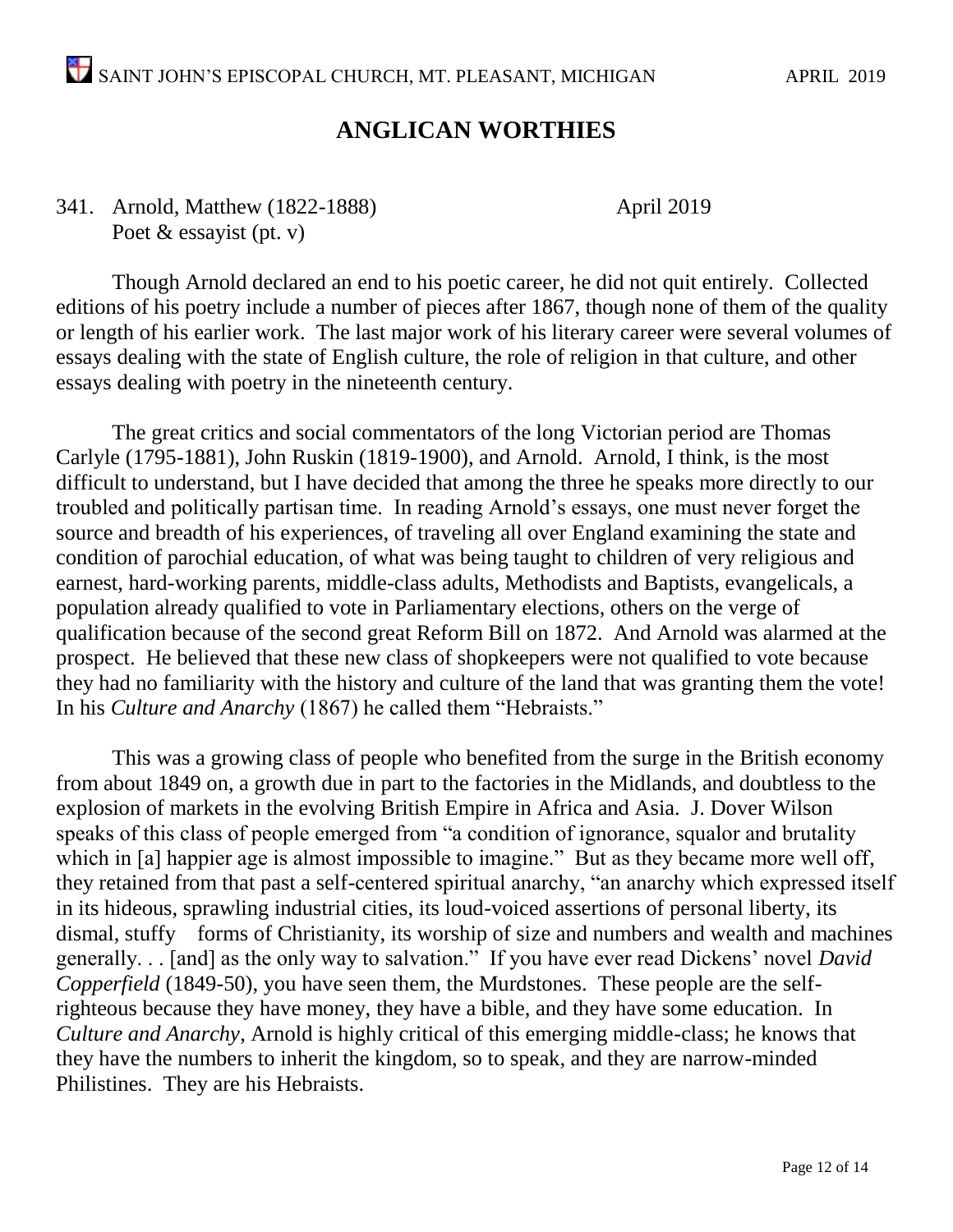# ANGLICAN WORTHIES

341. Arnold, Matthew (1822-1888) April 2019
Poet & essayist (pt. v)

Though Arnold declared an end to his poetic career, he did not quit entirely. Collected editions of his poetry include a number of pieces after 1867, though none of them of the quality or length of his earlier work. The last major work of his literary career were several volumes of essays dealing with the state of English culture, the role of religion in that culture, and other essays dealing with poetry in the nineteenth century.

The great critics and social commentators of the long Victorian period are Thomas Carlyle (1795-1881), John Ruskin (1819-1900), and Arnold. Arnold, I think, is the most difficult to understand, but I have decided that among the three he speaks more directly to our troubled and politically partisan time. In reading Arnold's essays, one must never forget the source and breadth of his experiences, of traveling all over England examining the state and condition of parochial education, of what was being taught to children of very religious and earnest, hard-working parents, middle-class adults, Methodists and Baptists, evangelicals, a population already qualified to vote in Parliamentary elections, others on the verge of qualification because of the second great Reform Bill on 1872. And Arnold was alarmed at the prospect. He believed that these new class of shopkeepers were not qualified to vote because they had no familiarity with the history and culture of the land that was granting them the vote! In his *Culture and Anarchy* (1867) he called them "Hebraists."

This was a growing class of people who benefited from the surge in the British economy from about 1849 on, a growth due in part to the factories in the Midlands, and doubtless to the explosion of markets in the evolving British Empire in Africa and Asia. J. Dover Wilson speaks of this class of people emerged from "a condition of ignorance, squalor and brutality which in [a] happier age is almost impossible to imagine." But as they became more well off, they retained from that past a self-centered spiritual anarchy, "an anarchy which expressed itself in its hideous, sprawling industrial cities, its loud-voiced assertions of personal liberty, its dismal, stuffy forms of Christianity, its worship of size and numbers and wealth and machines generally. . . [and] as the only way to salvation." If you have ever read Dickens' novel *David Copperfield* (1849-50), you have seen them, the Murdstones. These people are the self-righteous because they have money, they have a bible, and they have some education. In *Culture and Anarchy*, Arnold is highly critical of this emerging middle-class; he knows that they have the numbers to inherit the kingdom, so to speak, and they are narrow-minded Philistines. They are his Hebraists.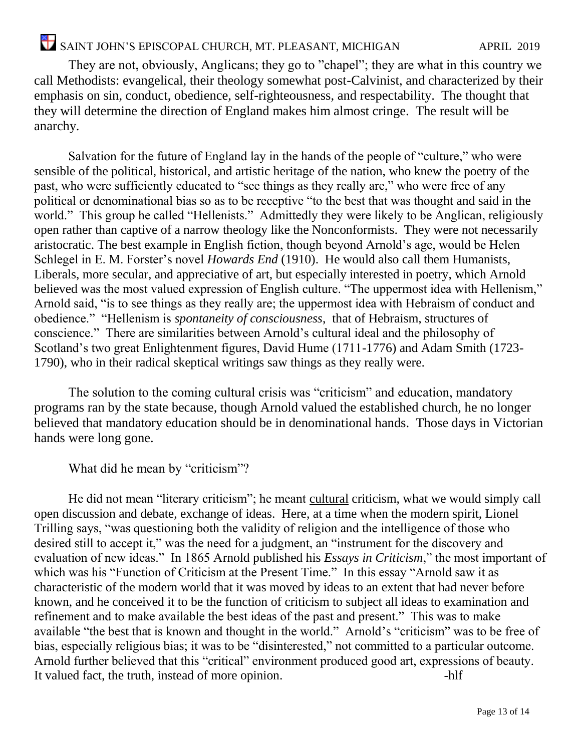They are not, obviously, Anglicans; they go to "chapel"; they are what in this country we call Methodists: evangelical, their theology somewhat post-Calvinist, and characterized by their emphasis on sin, conduct, obedience, self-righteousness, and respectability. The thought that they will determine the direction of England makes him almost cringe. The result will be anarchy.

Salvation for the future of England lay in the hands of the people of "culture," who were sensible of the political, historical, and artistic heritage of the nation, who knew the poetry of the past, who were sufficiently educated to "see things as they really are," who were free of any political or denominational bias so as to be receptive "to the best that was thought and said in the world." This group he called "Hellenists." Admittedly they were likely to be Anglican, religiously open rather than captive of a narrow theology like the Nonconformists. They were not necessarily aristocratic. The best example in English fiction, though beyond Arnold's age, would be Helen Schlegel in E. M. Forster's novel *Howards End* (1910). He would also call them Humanists, Liberals, more secular, and appreciative of art, but especially interested in poetry, which Arnold believed was the most valued expression of English culture. "The uppermost idea with Hellenism," Arnold said, "is to see things as they really are; the uppermost idea with Hebraism of conduct and obedience." "Hellenism is *spontaneity of consciousness*, that of Hebraism, structures of conscience." There are similarities between Arnold's cultural ideal and the philosophy of Scotland's two great Enlightenment figures, David Hume (1711-1776) and Adam Smith (1723-1790), who in their radical skeptical writings saw things as they really were.

The solution to the coming cultural crisis was "criticism" and education, mandatory programs ran by the state because, though Arnold valued the established church, he no longer believed that mandatory education should be in denominational hands. Those days in Victorian hands were long gone.

What did he mean by "criticism"?

He did not mean "literary criticism"; he meant <u>cultural</u> criticism, what we would simply call open discussion and debate, exchange of ideas. Here, at a time when the modern spirit, Lionel Trilling says, "was questioning both the validity of religion and the intelligence of those who desired still to accept it," was the need for a judgment, an "instrument for the discovery and evaluation of new ideas." In 1865 Arnold published his *Essays in Criticism*," the most important of which was his "Function of Criticism at the Present Time." In this essay "Arnold saw it as characteristic of the modern world that it was moved by ideas to an extent that had never before known, and he conceived it to be the function of criticism to subject all ideas to examination and refinement and to make available the best ideas of the past and present." This was to make available "the best that is known and thought in the world." Arnold's "criticism" was to be free of bias, especially religious bias; it was to be "disinterested," not committed to a particular outcome. Arnold further believed that this "critical" environment produced good art, expressions of beauty. It valued fact, the truth, instead of more opinion. -hlf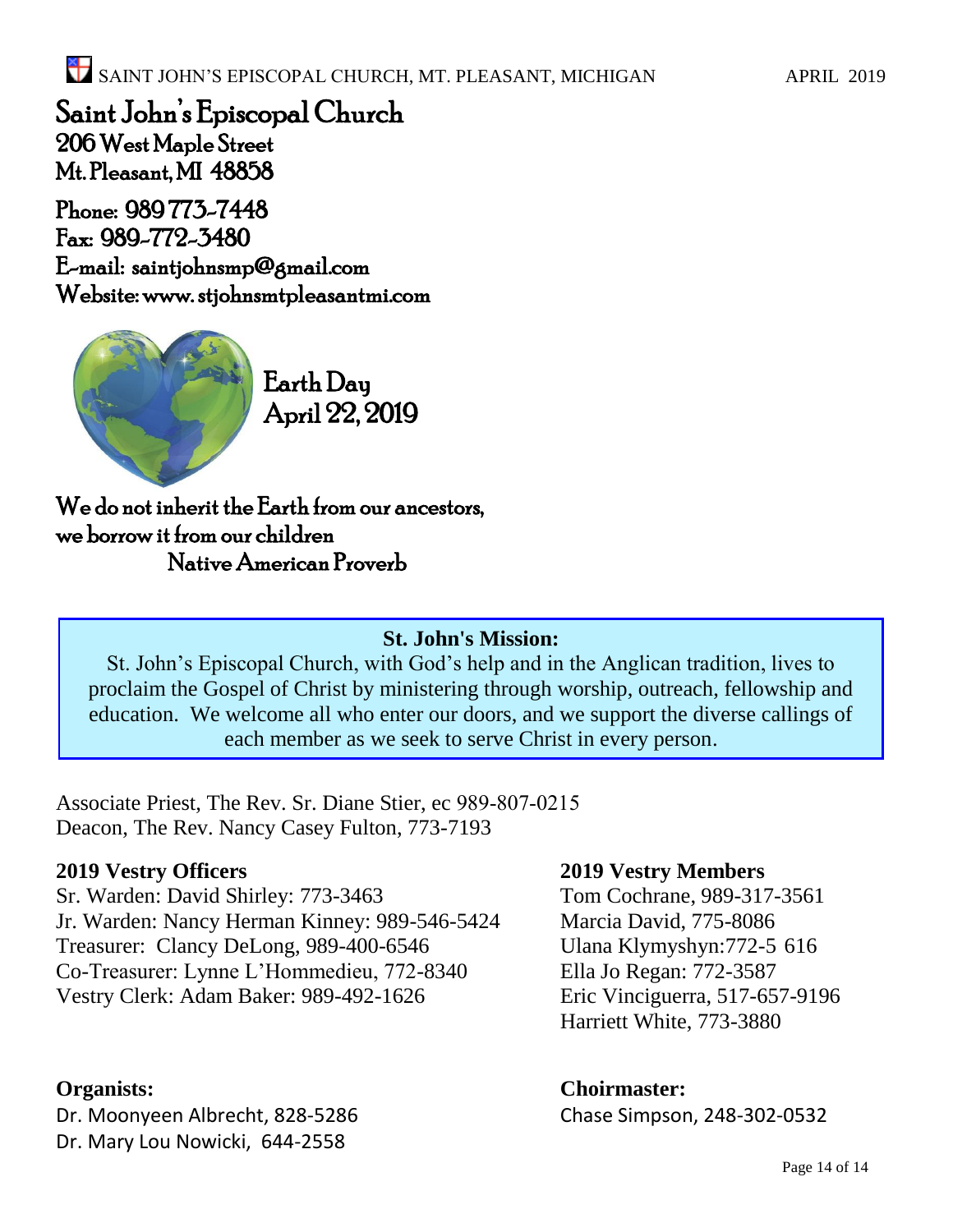# Saint John's Episcopal Church

206 West Maple Street
Mt. Pleasant, MI 48858

Phone: 989 773-7448
Fax: 989-772-3480
E-mail: saintjohnsmp@gmail.com
Website: www. stjohnsmtpleasantmi.com

Earth Day
April 22, 2019

We do not inherit the Earth from our ancestors,
we borrow it from our children
Native American Proverb

**St. John's Mission:**

St. John's Episcopal Church, with God's help and in the Anglican tradition, lives to proclaim the Gospel of Christ by ministering through worship, outreach, fellowship and education. We welcome all who enter our doors, and we support the diverse callings of each member as we seek to serve Christ in every person.

Associate Priest, The Rev. Sr. Diane Stier, ec 989-807-0215
Deacon, The Rev. Nancy Casey Fulton, 773-7193

**2019 Vestry Officers**

Sr. Warden: David Shirley: 773-3463
Jr. Warden: Nancy Herman Kinney: 989-546-5424
Treasurer: Clancy DeLong, 989-400-6546
Co-Treasurer: Lynne L'Hommedieu, 772-8340
Vestry Clerk: Adam Baker: 989-492-1626

**2019 Vestry Members**

Tom Cochrane, 989-317-3561
Marcia David, 775-8086
Ulana Klymyshyn:772-5 616
Ella Jo Regan: 772-3587
Eric Vinciguerra, 517-657-9196
Harriett White, 773-3880

**Organists:**

Dr. Moonyeen Albrecht, 828-5286
Dr. Mary Lou Nowicki, 644-2558

**Choirmaster:**

Chase Simpson, 248-302-0532